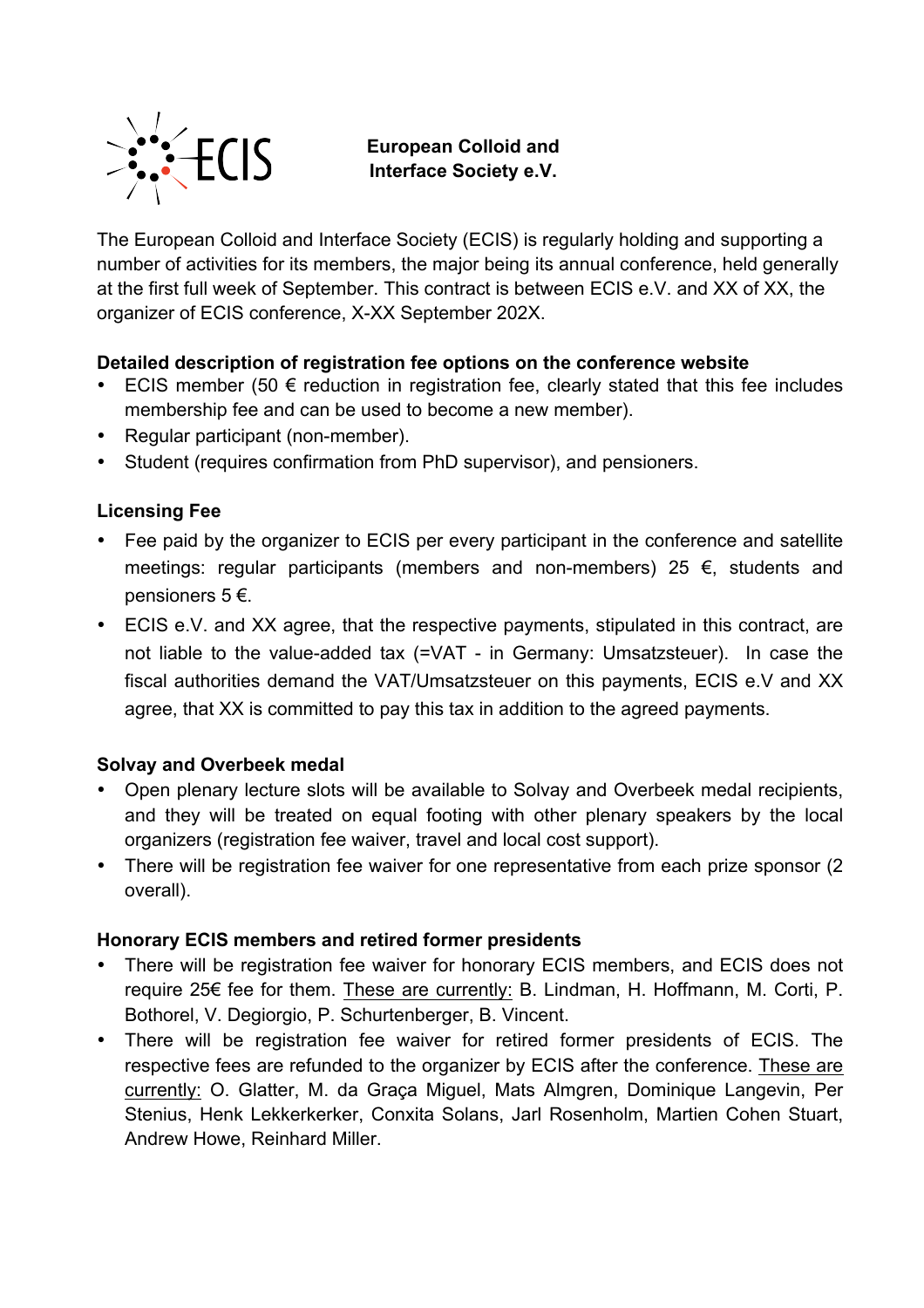# European Colloid and Interface Society e.V.

The European Colloid and Interface Society (ECIS) is regularly holding and supporting a number of activities for its members, the major being its annual conference, held generally at the first full week of September. This contract is between ECIS e.V. and XX of XX, the organizer of ECIS conference, X-XX September 202X.

**Detailed description of registration fee options on the conference website**

- ECIS member (50 € reduction in registration fee, clearly stated that this fee includes membership fee and can be used to become a new member).
- Regular participant (non-member).
- Student (requires confirmation from PhD supervisor), and pensioners.

**Licensing Fee**

- Fee paid by the organizer to ECIS per every participant in the conference and satellite meetings: regular participants (members and non-members) 25 €, students and pensioners 5 €.
- ECIS e.V. and XX agree, that the respective payments, stipulated in this contract, are not liable to the value-added tax (=VAT - in Germany: Umsatzsteuer). In case the fiscal authorities demand the VAT/Umsatzsteuer on this payments, ECIS e.V and XX agree, that XX is committed to pay this tax in addition to the agreed payments.

**Solvay and Overbeek medal**

- Open plenary lecture slots will be available to Solvay and Overbeek medal recipients, and they will be treated on equal footing with other plenary speakers by the local organizers (registration fee waiver, travel and local cost support).
- There will be registration fee waiver for one representative from each prize sponsor (2 overall).

**Honorary ECIS members and retired former presidents**

- There will be registration fee waiver for honorary ECIS members, and ECIS does not require 25€ fee for them. These are currently: B. Lindman, H. Hoffmann, M. Corti, P. Bothorel, V. Degiorgio, P. Schurtenberger, B. Vincent.
- There will be registration fee waiver for retired former presidents of ECIS. The respective fees are refunded to the organizer by ECIS after the conference. These are currently: O. Glatter, M. da Graça Miguel, Mats Almgren, Dominique Langevin, Per Stenius, Henk Lekkerkerker, Conxita Solans, Jarl Rosenholm, Martien Cohen Stuart, Andrew Howe, Reinhard Miller.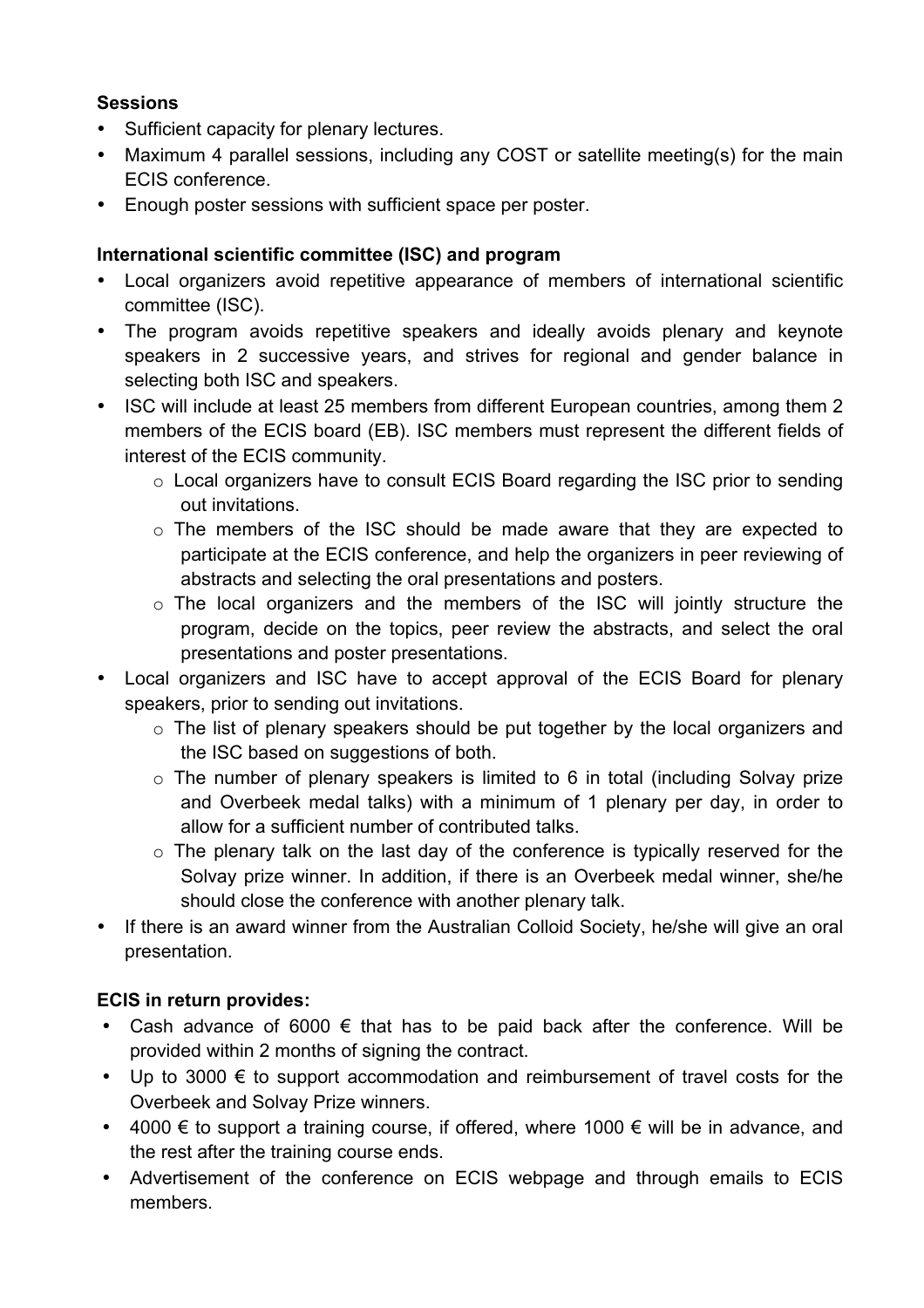**Sessions**

- Sufficient capacity for plenary lectures.
- Maximum 4 parallel sessions, including any COST or satellite meeting(s) for the main ECIS conference.
- Enough poster sessions with sufficient space per poster.

**International scientific committee (ISC) and program**

- Local organizers avoid repetitive appearance of members of international scientific committee (ISC).
- The program avoids repetitive speakers and ideally avoids plenary and keynote speakers in 2 successive years, and strives for regional and gender balance in selecting both ISC and speakers.
- ISC will include at least 25 members from different European countries, among them 2 members of the ECIS board (EB). ISC members must represent the different fields of interest of the ECIS community.
    - Local organizers have to consult ECIS Board regarding the ISC prior to sending out invitations.
    - The members of the ISC should be made aware that they are expected to participate at the ECIS conference, and help the organizers in peer reviewing of abstracts and selecting the oral presentations and posters.
    - The local organizers and the members of the ISC will jointly structure the program, decide on the topics, peer review the abstracts, and select the oral presentations and poster presentations.
- Local organizers and ISC have to accept approval of the ECIS Board for plenary speakers, prior to sending out invitations.
    - The list of plenary speakers should be put together by the local organizers and the ISC based on suggestions of both.
    - The number of plenary speakers is limited to 6 in total (including Solvay prize and Overbeek medal talks) with a minimum of 1 plenary per day, in order to allow for a sufficient number of contributed talks.
    - The plenary talk on the last day of the conference is typically reserved for the Solvay prize winner. In addition, if there is an Overbeek medal winner, she/he should close the conference with another plenary talk.
- If there is an award winner from the Australian Colloid Society, he/she will give an oral presentation.

**ECIS in return provides:**

- Cash advance of 6000 € that has to be paid back after the conference. Will be provided within 2 months of signing the contract.
- Up to 3000 € to support accommodation and reimbursement of travel costs for the Overbeek and Solvay Prize winners.
- 4000 € to support a training course, if offered, where 1000 € will be in advance, and the rest after the training course ends.
- Advertisement of the conference on ECIS webpage and through emails to ECIS members.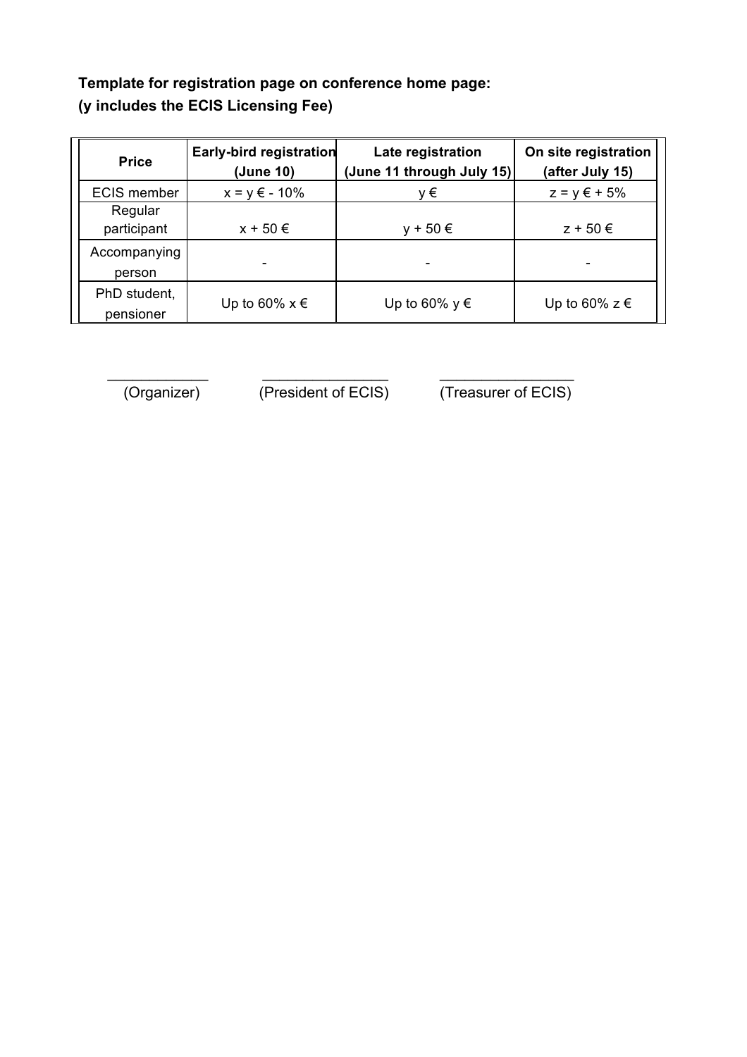**Template for registration page on conference home page:**
**(y includes the ECIS Licensing Fee)**

| Price | Early-bird registration (June 10) | Late registration (June 11 through July 15) | On site registration (after July 15) |
|---|---|---|---|
| ECIS member | x = y € - 10% | y € | z = y € + 5% |
| Regular participant | x + 50 € | y + 50 € | z + 50 € |
| Accompanying person | - | - | - |
| PhD student, pensioner | Up to 60% x € | Up to 60% y € | Up to 60% z € |

\_\_\_\_\_\_\_\_\_\_\_\_ (Organizer)

\_\_\_\_\_\_\_\_\_\_\_\_ (President of ECIS)

\_\_\_\_\_\_\_\_\_\_\_\_ (Treasurer of ECIS)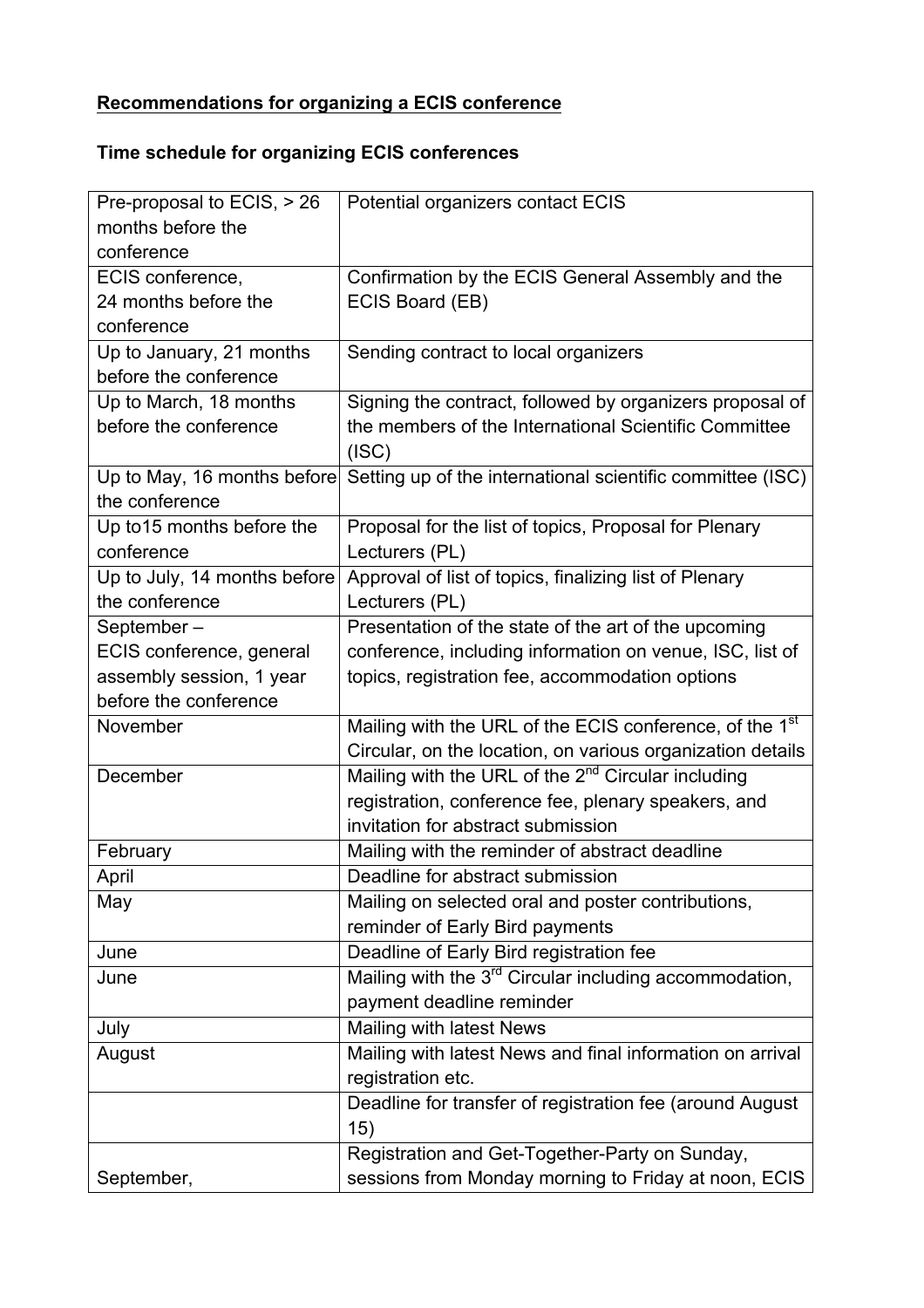**Recommendations for organizing a ECIS conference**

**Time schedule for organizing ECIS conferences**

| | |
|---|---|
| Pre-proposal to ECIS, > 26 months before the conference | Potential organizers contact ECIS |
| ECIS conference, 24 months before the conference | Confirmation by the ECIS General Assembly and the ECIS Board (EB) |
| Up to January, 21 months before the conference | Sending contract to local organizers |
| Up to March, 18 months before the conference | Signing the contract, followed by organizers proposal of the members of the International Scientific Committee (ISC) |
| Up to May, 16 months before the conference | Setting up of the international scientific committee (ISC) |
| Up to15 months before the conference | Proposal for the list of topics, Proposal for Plenary Lecturers (PL) |
| Up to July, 14 months before the conference | Approval of list of topics, finalizing list of Plenary Lecturers (PL) |
| September – ECIS conference, general assembly session, 1 year before the conference | Presentation of the state of the art of the upcoming conference, including information on venue, ISC, list of topics, registration fee, accommodation options |
| November | Mailing with the URL of the ECIS conference, of the 1st Circular, on the location, on various organization details |
| December | Mailing with the URL of the 2nd Circular including registration, conference fee, plenary speakers, and invitation for abstract submission |
| February | Mailing with the reminder of abstract deadline |
| April | Deadline for abstract submission |
| May | Mailing on selected oral and poster contributions, reminder of Early Bird payments |
| June | Deadline of Early Bird registration fee |
| June | Mailing with the 3rd Circular including accommodation, payment deadline reminder |
| July | Mailing with latest News |
| August | Mailing with latest News and final information on arrival registration etc. |
| | Deadline for transfer of registration fee (around August 15) |
| September, | Registration and Get-Together-Party on Sunday, sessions from Monday morning to Friday at noon, ECIS |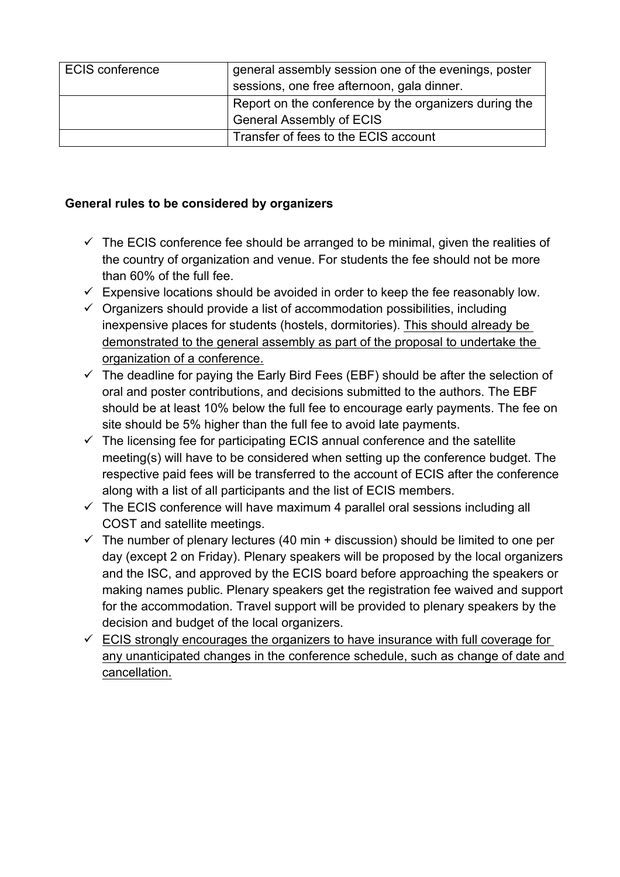| | |
|---|---|
| ECIS conference | general assembly session one of the evenings, poster sessions, one free afternoon, gala dinner. |
| | Report on the conference by the organizers during the General Assembly of ECIS |
| | Transfer of fees to the ECIS account |

**General rules to be considered by organizers**

- ✓ The ECIS conference fee should be arranged to be minimal, given the realities of the country of organization and venue. For students the fee should not be more than 60% of the full fee.
- ✓ Expensive locations should be avoided in order to keep the fee reasonably low.
- ✓ Organizers should provide a list of accommodation possibilities, including inexpensive places for students (hostels, dormitories). <u>This should already be demonstrated to the general assembly as part of the proposal to undertake the organization of a conference.</u>
- ✓ The deadline for paying the Early Bird Fees (EBF) should be after the selection of oral and poster contributions, and decisions submitted to the authors. The EBF should be at least 10% below the full fee to encourage early payments. The fee on site should be 5% higher than the full fee to avoid late payments.
- ✓ The licensing fee for participating ECIS annual conference and the satellite meeting(s) will have to be considered when setting up the conference budget. The respective paid fees will be transferred to the account of ECIS after the conference along with a list of all participants and the list of ECIS members.
- ✓ The ECIS conference will have maximum 4 parallel oral sessions including all COST and satellite meetings.
- ✓ The number of plenary lectures (40 min + discussion) should be limited to one per day (except 2 on Friday). Plenary speakers will be proposed by the local organizers and the ISC, and approved by the ECIS board before approaching the speakers or making names public. Plenary speakers get the registration fee waived and support for the accommodation. Travel support will be provided to plenary speakers by the decision and budget of the local organizers.
- ✓ <u>ECIS strongly encourages the organizers to have insurance with full coverage for any unanticipated changes in the conference schedule, such as change of date and cancellation.</u>